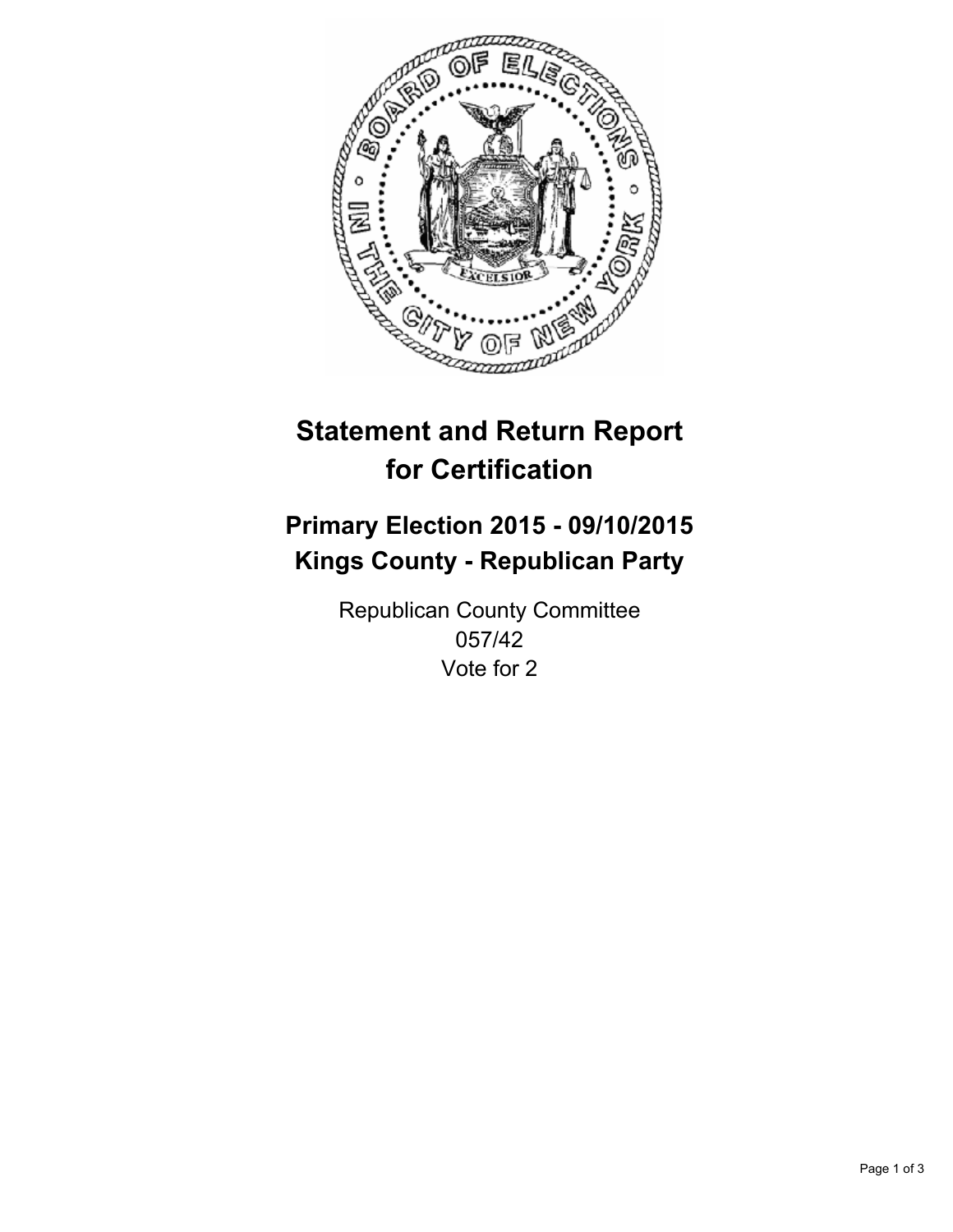# Statement and Return Report for Certification

## Primary Election 2015 - 09/10/2015
## Kings County - Republican Party

Republican County Committee
057/42
Vote for 2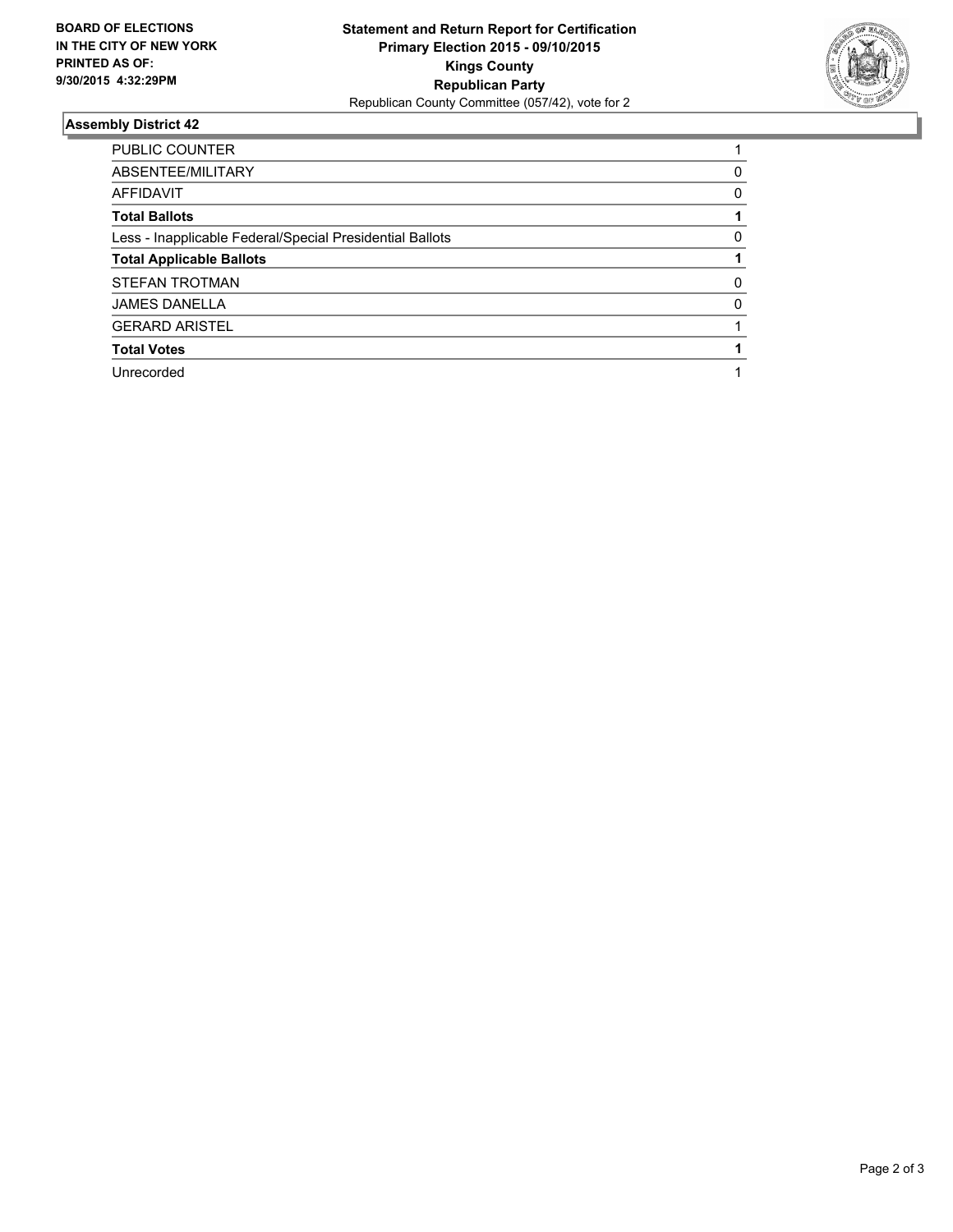**BOARD OF ELECTIONS IN THE CITY OF NEW YORK PRINTED AS OF: 9/30/2015 4:32:29PM**

# Statement and Return Report for Certification
## Primary Election 2015 - 09/10/2015
## Kings County
## Republican Party
Republican County Committee (057/42), vote for 2

### Assembly District 42

| | |
|---|---|
| PUBLIC COUNTER | 1 |
| ABSENTEE/MILITARY | 0 |
| AFFIDAVIT | 0 |
| **Total Ballots** | **1** |
| Less - Inapplicable Federal/Special Presidential Ballots | 0 |
| **Total Applicable Ballots** | **1** |
| STEFAN TROTMAN | 0 |
| JAMES DANELLA | 0 |
| GERARD ARISTEL | 1 |
| **Total Votes** | **1** |
| Unrecorded | 1 |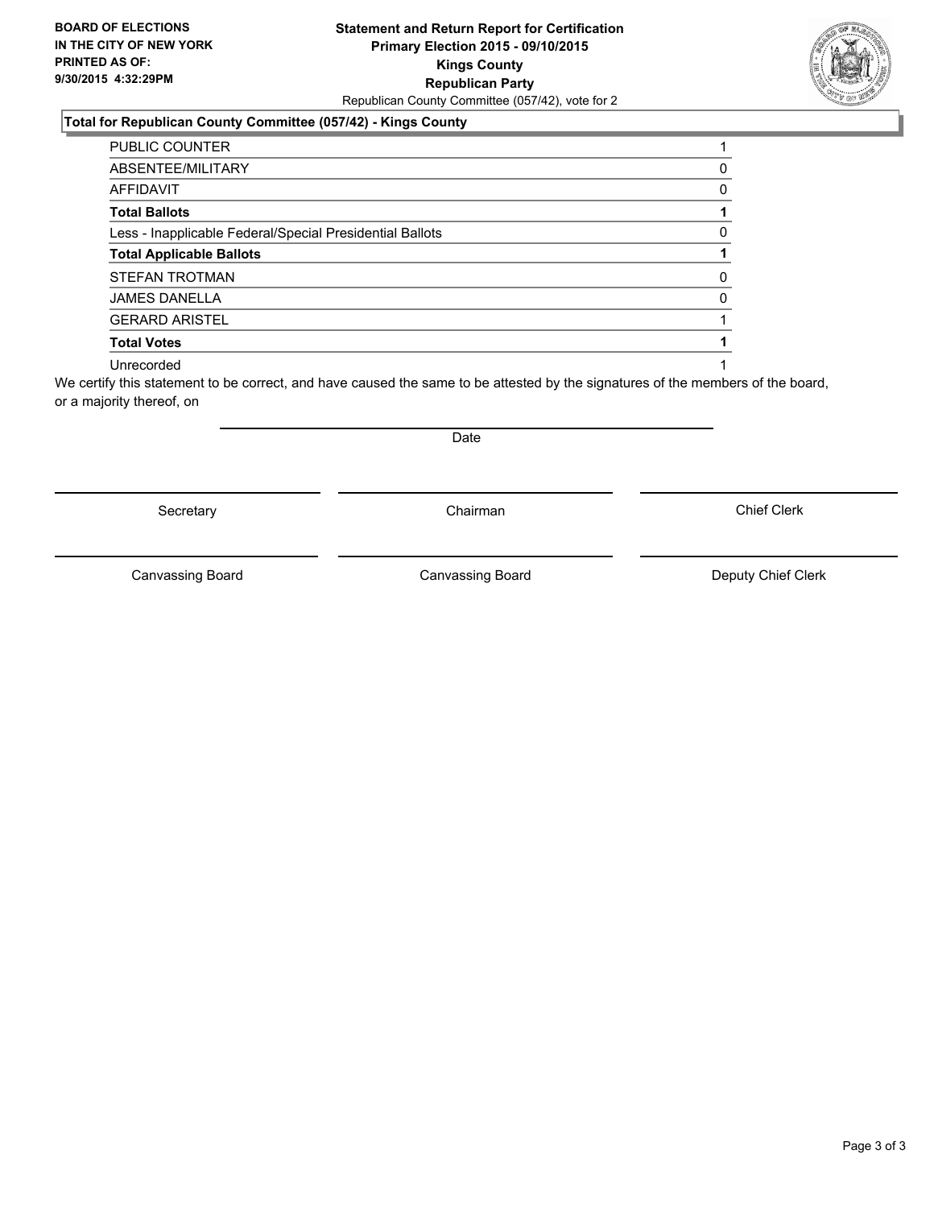**BOARD OF ELECTIONS IN THE CITY OF NEW YORK PRINTED AS OF: 9/30/2015 4:32:29PM**

**Statement and Return Report for Certification**
**Primary Election 2015 - 09/10/2015**
**Kings County**
**Republican Party**
Republican County Committee (057/42), vote for 2

### Total for Republican County Committee (057/42) - Kings County

| | |
|---|---|
| PUBLIC COUNTER | 1 |
| ABSENTEE/MILITARY | 0 |
| AFFIDAVIT | 0 |
| **Total Ballots** | **1** |
| Less - Inapplicable Federal/Special Presidential Ballots | 0 |
| **Total Applicable Ballots** | **1** |
| STEFAN TROTMAN | 0 |
| JAMES DANELLA | 0 |
| GERARD ARISTEL | 1 |
| **Total Votes** | **1** |
| Unrecorded | 1 |

We certify this statement to be correct, and have caused the same to be attested by the signatures of the members of the board, or a majority thereof, on

Date

Secretary | Chairman | Chief Clerk

Canvassing Board | Canvassing Board | Deputy Chief Clerk